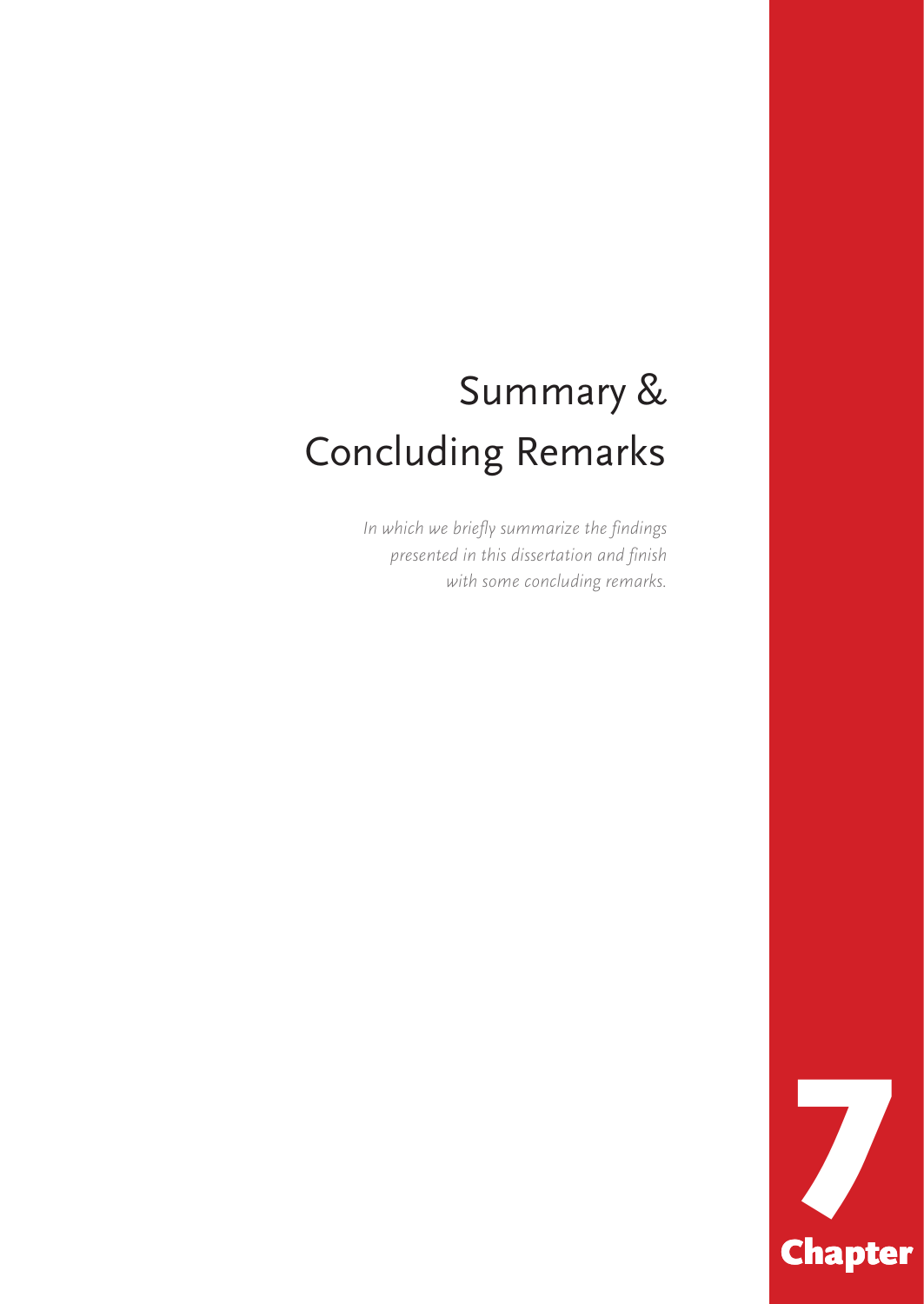# Summary & Concluding Remarks

*In which we briefly summarize the findings presented in this dissertation and finish with some concluding remarks.*

**7**

**Chapter**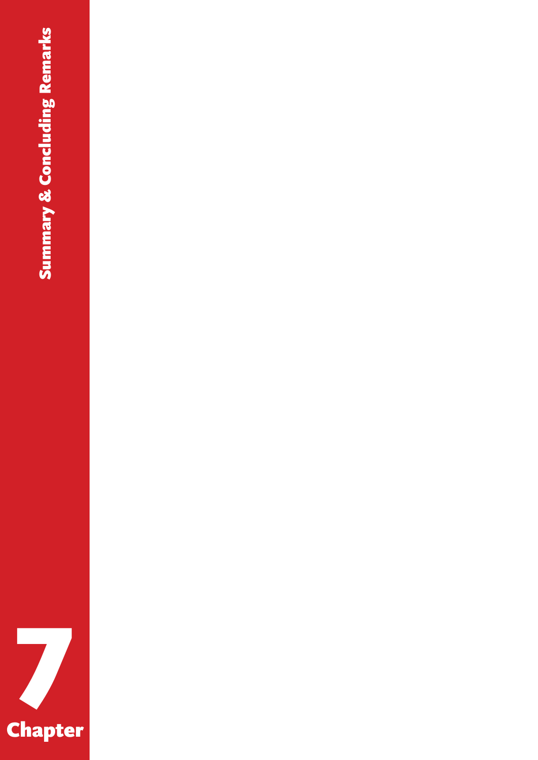# Chapter 7

## Summary & Concluding Remarks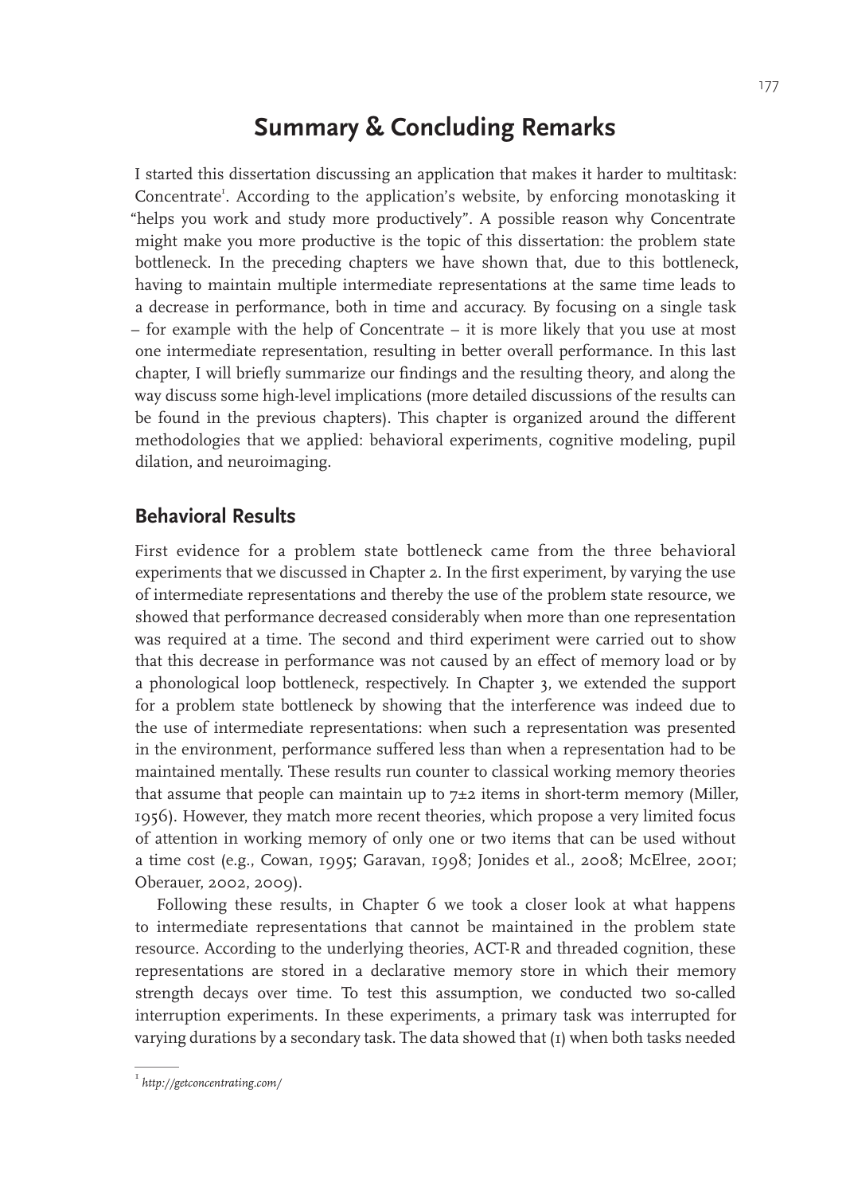# Summary & Concluding Remarks

I started this dissertation discussing an application that makes it harder to multitask: Concentrate[1]. According to the application's website, by enforcing monotasking it "helps you work and study more productively". A possible reason why Concentrate might make you more productive is the topic of this dissertation: the problem state bottleneck. In the preceding chapters we have shown that, due to this bottleneck, having to maintain multiple intermediate representations at the same time leads to a decrease in performance, both in time and accuracy. By focusing on a single task – for example with the help of Concentrate – it is more likely that you use at most one intermediate representation, resulting in better overall performance. In this last chapter, I will briefly summarize our findings and the resulting theory, and along the way discuss some high-level implications (more detailed discussions of the results can be found in the previous chapters). This chapter is organized around the different methodologies that we applied: behavioral experiments, cognitive modeling, pupil dilation, and neuroimaging.

## Behavioral Results

First evidence for a problem state bottleneck came from the three behavioral experiments that we discussed in Chapter 2. In the first experiment, by varying the use of intermediate representations and thereby the use of the problem state resource, we showed that performance decreased considerably when more than one representation was required at a time. The second and third experiment were carried out to show that this decrease in performance was not caused by an effect of memory load or by a phonological loop bottleneck, respectively. In Chapter 3, we extended the support for a problem state bottleneck by showing that the interference was indeed due to the use of intermediate representations: when such a representation was presented in the environment, performance suffered less than when a representation had to be maintained mentally. These results run counter to classical working memory theories that assume that people can maintain up to $7\pm2$ items in short-term memory (Miller, 1956). However, they match more recent theories, which propose a very limited focus of attention in working memory of only one or two items that can be used without a time cost (e.g., Cowan, 1995; Garavan, 1998; Jonides et al., 2008; McElree, 2001; Oberauer, 2002, 2009).

Following these results, in Chapter 6 we took a closer look at what happens to intermediate representations that cannot be maintained in the problem state resource. According to the underlying theories, ACT-R and threaded cognition, these representations are stored in a declarative memory store in which their memory strength decays over time. To test this assumption, we conducted two so-called interruption experiments. In these experiments, a primary task was interrupted for varying durations by a secondary task. The data showed that (1) when both tasks needed

---

[1] *http://getconcentrating.com/*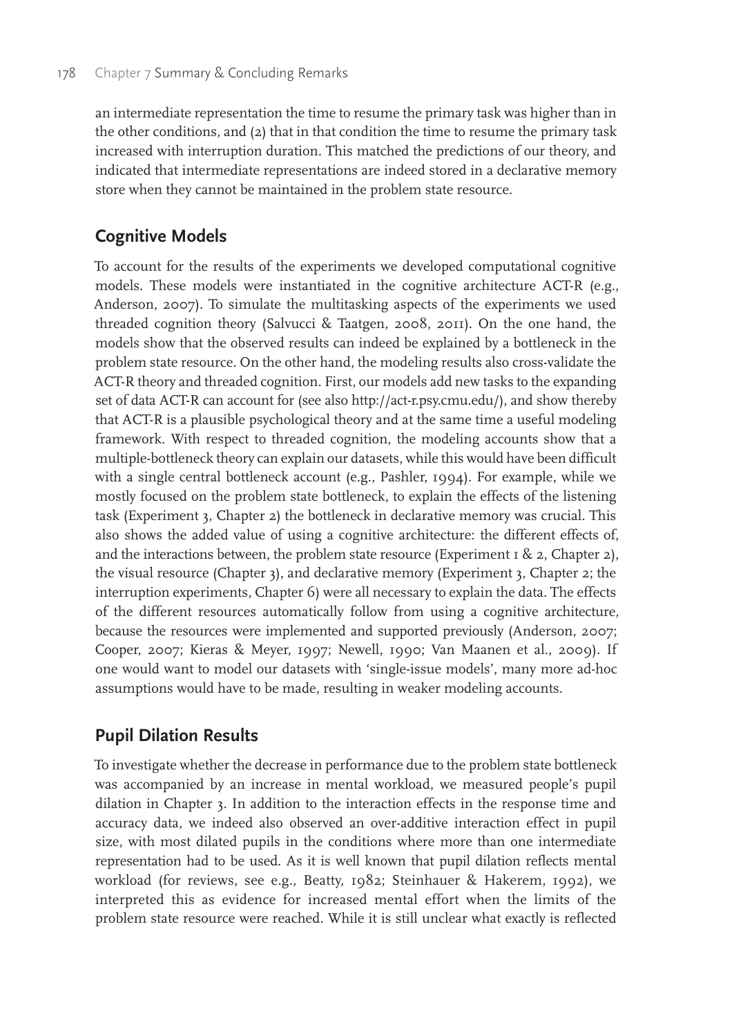an intermediate representation the time to resume the primary task was higher than in the other conditions, and (2) that in that condition the time to resume the primary task increased with interruption duration. This matched the predictions of our theory, and indicated that intermediate representations are indeed stored in a declarative memory store when they cannot be maintained in the problem state resource.

## Cognitive Models

To account for the results of the experiments we developed computational cognitive models. These models were instantiated in the cognitive architecture ACT-R (e.g., Anderson, 2007). To simulate the multitasking aspects of the experiments we used threaded cognition theory (Salvucci & Taatgen, 2008, 2011). On the one hand, the models show that the observed results can indeed be explained by a bottleneck in the problem state resource. On the other hand, the modeling results also cross-validate the ACT-R theory and threaded cognition. First, our models add new tasks to the expanding set of data ACT-R can account for (see also http://act-r.psy.cmu.edu/), and show thereby that ACT-R is a plausible psychological theory and at the same time a useful modeling framework. With respect to threaded cognition, the modeling accounts show that a multiple-bottleneck theory can explain our datasets, while this would have been difficult with a single central bottleneck account (e.g., Pashler, 1994). For example, while we mostly focused on the problem state bottleneck, to explain the effects of the listening task (Experiment 3, Chapter 2) the bottleneck in declarative memory was crucial. This also shows the added value of using a cognitive architecture: the different effects of, and the interactions between, the problem state resource (Experiment 1 & 2, Chapter 2), the visual resource (Chapter 3), and declarative memory (Experiment 3, Chapter 2; the interruption experiments, Chapter 6) were all necessary to explain the data. The effects of the different resources automatically follow from using a cognitive architecture, because the resources were implemented and supported previously (Anderson, 2007; Cooper, 2007; Kieras & Meyer, 1997; Newell, 1990; Van Maanen et al., 2009). If one would want to model our datasets with 'single-issue models', many more ad-hoc assumptions would have to be made, resulting in weaker modeling accounts.

## Pupil Dilation Results

To investigate whether the decrease in performance due to the problem state bottleneck was accompanied by an increase in mental workload, we measured people's pupil dilation in Chapter 3. In addition to the interaction effects in the response time and accuracy data, we indeed also observed an over-additive interaction effect in pupil size, with most dilated pupils in the conditions where more than one intermediate representation had to be used. As it is well known that pupil dilation reflects mental workload (for reviews, see e.g., Beatty, 1982; Steinhauer & Hakerem, 1992), we interpreted this as evidence for increased mental effort when the limits of the problem state resource were reached. While it is still unclear what exactly is reflected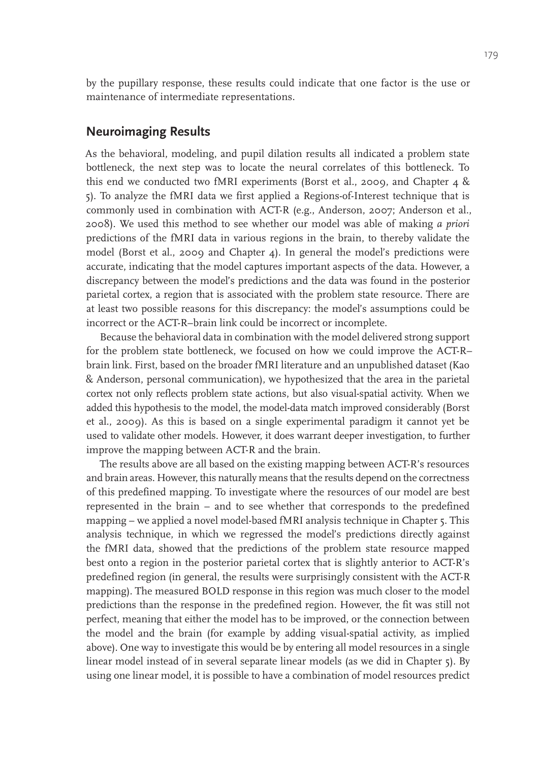by the pupillary response, these results could indicate that one factor is the use or maintenance of intermediate representations.

## Neuroimaging Results

As the behavioral, modeling, and pupil dilation results all indicated a problem state bottleneck, the next step was to locate the neural correlates of this bottleneck. To this end we conducted two fMRI experiments (Borst et al., 2009, and Chapter 4 & 5). To analyze the fMRI data we first applied a Regions-of-Interest technique that is commonly used in combination with ACT-R (e.g., Anderson, 2007; Anderson et al., 2008). We used this method to see whether our model was able of making *a priori* predictions of the fMRI data in various regions in the brain, to thereby validate the model (Borst et al., 2009 and Chapter 4). In general the model's predictions were accurate, indicating that the model captures important aspects of the data. However, a discrepancy between the model's predictions and the data was found in the posterior parietal cortex, a region that is associated with the problem state resource. There are at least two possible reasons for this discrepancy: the model's assumptions could be incorrect or the ACT-R–brain link could be incorrect or incomplete.

Because the behavioral data in combination with the model delivered strong support for the problem state bottleneck, we focused on how we could improve the ACT-R–brain link. First, based on the broader fMRI literature and an unpublished dataset (Kao & Anderson, personal communication), we hypothesized that the area in the parietal cortex not only reflects problem state actions, but also visual-spatial activity. When we added this hypothesis to the model, the model-data match improved considerably (Borst et al., 2009). As this is based on a single experimental paradigm it cannot yet be used to validate other models. However, it does warrant deeper investigation, to further improve the mapping between ACT-R and the brain.

The results above are all based on the existing mapping between ACT-R's resources and brain areas. However, this naturally means that the results depend on the correctness of this predefined mapping. To investigate where the resources of our model are best represented in the brain – and to see whether that corresponds to the predefined mapping – we applied a novel model-based fMRI analysis technique in Chapter 5. This analysis technique, in which we regressed the model's predictions directly against the fMRI data, showed that the predictions of the problem state resource mapped best onto a region in the posterior parietal cortex that is slightly anterior to ACT-R's predefined region (in general, the results were surprisingly consistent with the ACT-R mapping). The measured BOLD response in this region was much closer to the model predictions than the response in the predefined region. However, the fit was still not perfect, meaning that either the model has to be improved, or the connection between the model and the brain (for example by adding visual-spatial activity, as implied above). One way to investigate this would be by entering all model resources in a single linear model instead of in several separate linear models (as we did in Chapter 5). By using one linear model, it is possible to have a combination of model resources predict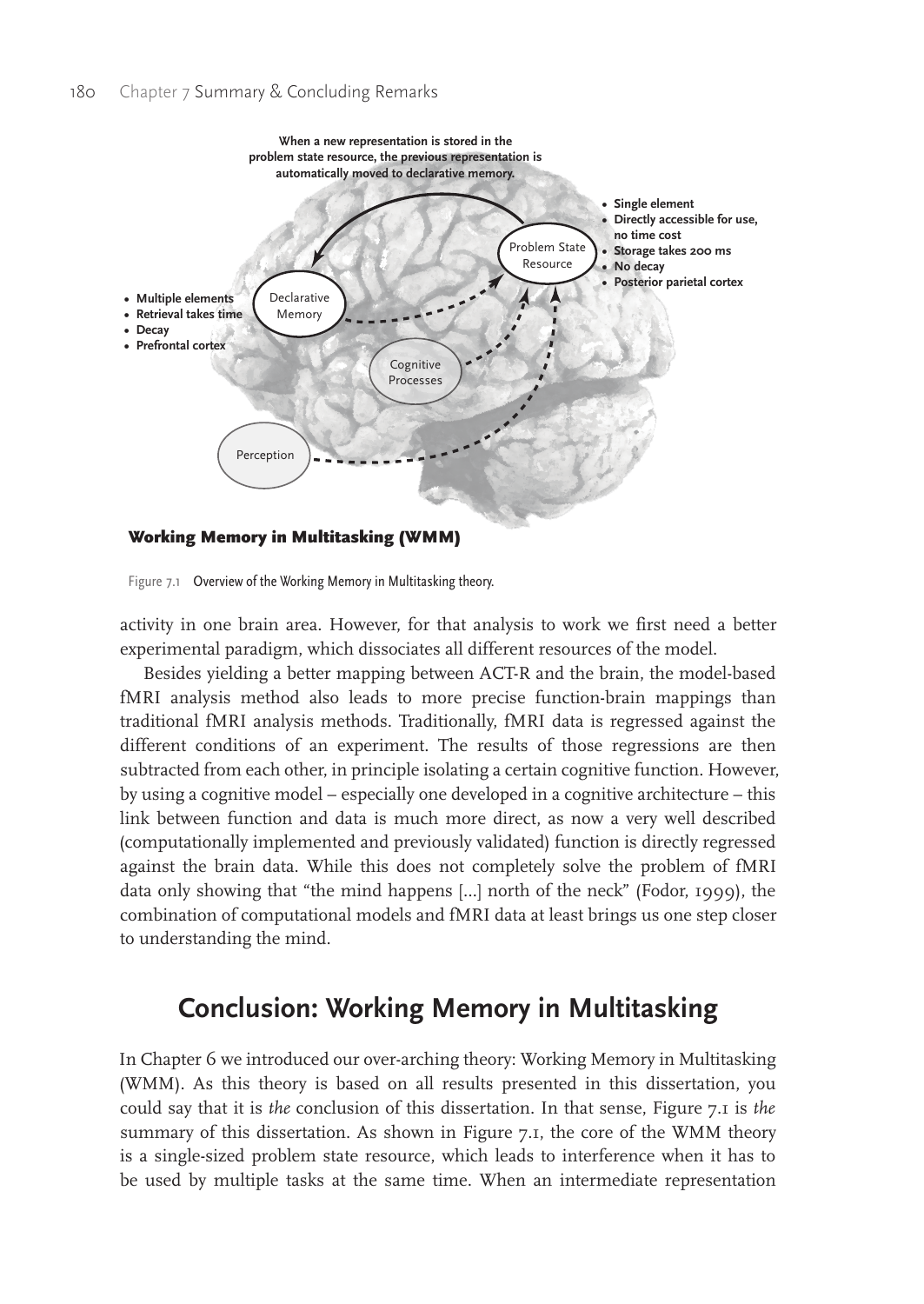Figure 7.1 Overview of the Working Memory in Multitasking theory.

activity in one brain area. However, for that analysis to work we first need a better experimental paradigm, which dissociates all different resources of the model.

Besides yielding a better mapping between ACT-R and the brain, the model-based fMRI analysis method also leads to more precise function-brain mappings than traditional fMRI analysis methods. Traditionally, fMRI data is regressed against the different conditions of an experiment. The results of those regressions are then subtracted from each other, in principle isolating a certain cognitive function. However, by using a cognitive model – especially one developed in a cognitive architecture – this link between function and data is much more direct, as now a very well described (computationally implemented and previously validated) function is directly regressed against the brain data. While this does not completely solve the problem of fMRI data only showing that "the mind happens [...] north of the neck" (Fodor, 1999), the combination of computational models and fMRI data at least brings us one step closer to understanding the mind.

## Conclusion: Working Memory in Multitasking

In Chapter 6 we introduced our over-arching theory: Working Memory in Multitasking (WMM). As this theory is based on all results presented in this dissertation, you could say that it is *the* conclusion of this dissertation. In that sense, Figure 7.1 is *the* summary of this dissertation. As shown in Figure 7.1, the core of the WMM theory is a single-sized problem state resource, which leads to interference when it has to be used by multiple tasks at the same time. When an intermediate representation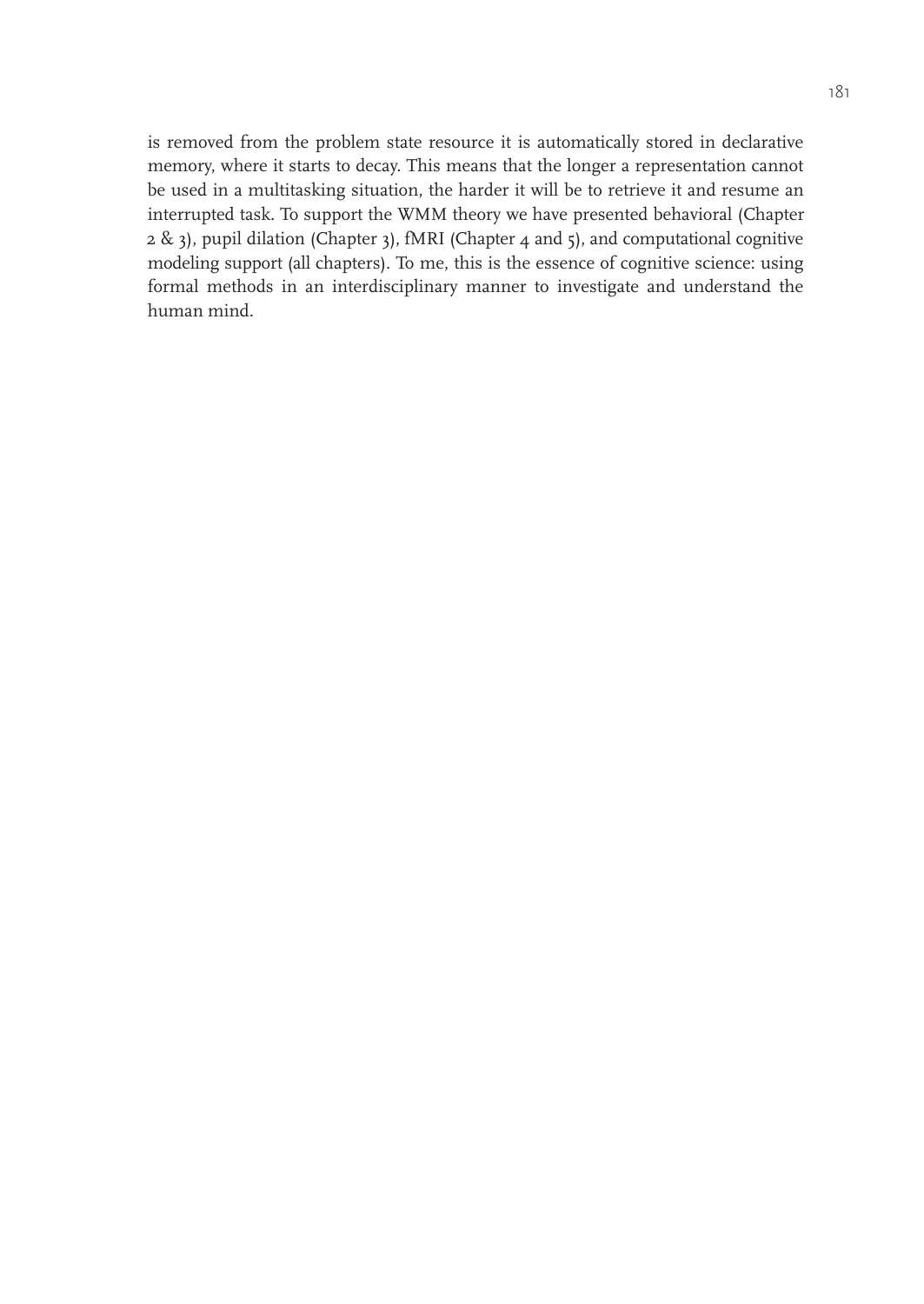is removed from the problem state resource it is automatically stored in declarative memory, where it starts to decay. This means that the longer a representation cannot be used in a multitasking situation, the harder it will be to retrieve it and resume an interrupted task. To support the WMM theory we have presented behavioral (Chapter 2 & 3), pupil dilation (Chapter 3), fMRI (Chapter 4 and 5), and computational cognitive modeling support (all chapters). To me, this is the essence of cognitive science: using formal methods in an interdisciplinary manner to investigate and understand the human mind.